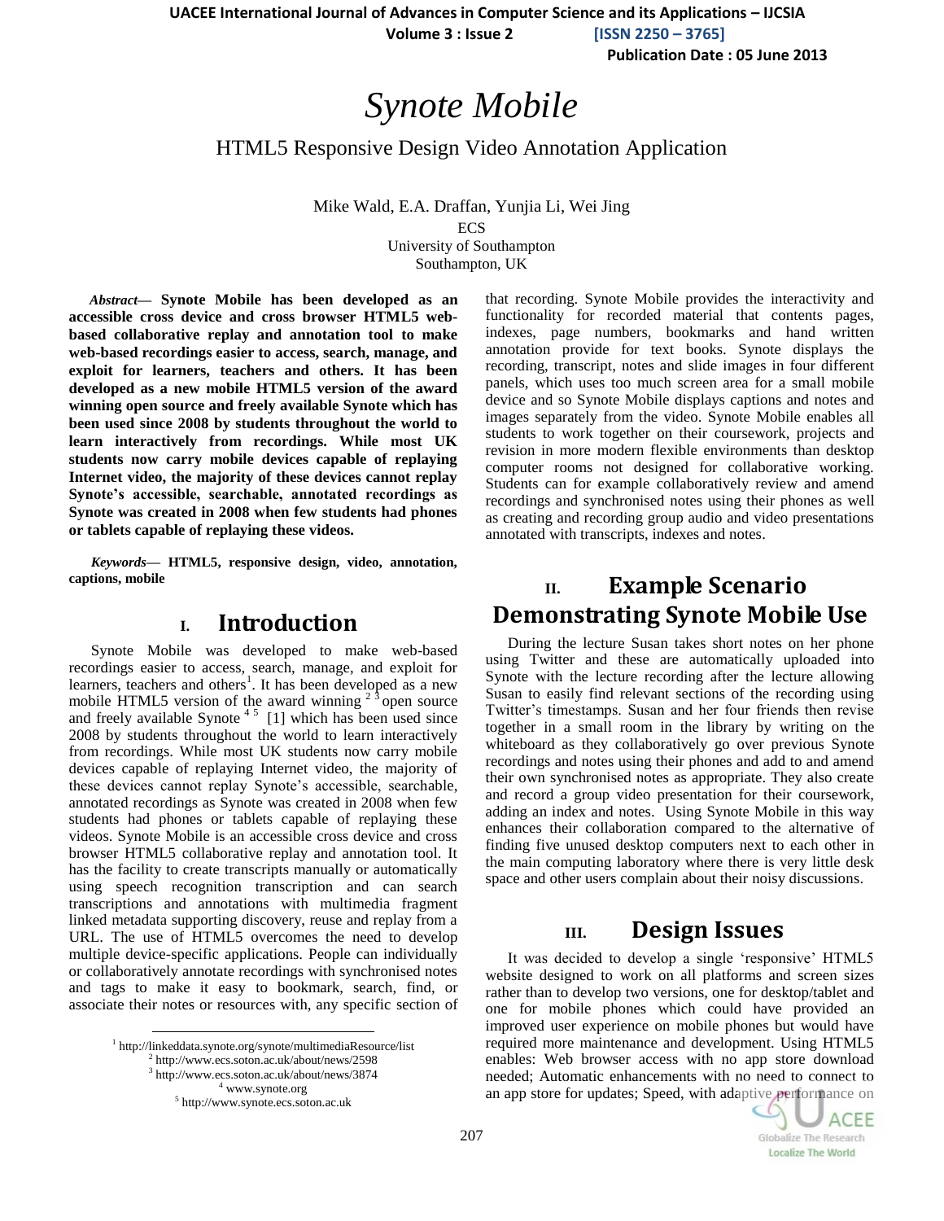# Synote Mobile

## HTML5 Responsive Design Video Annotation Application

Mike Wald, E.A. Draffan, Yunjia Li, Wei Jing
ECS
University of Southampton
Southampton, UK

***Abstract*— Synote Mobile has been developed as an accessible cross device and cross browser HTML5 web-based collaborative replay and annotation tool to make web-based recordings easier to access, search, manage, and exploit for learners, teachers and others. It has been developed as a new mobile HTML5 version of the award winning open source and freely available Synote which has been used since 2008 by students throughout the world to learn interactively from recordings. While most UK students now carry mobile devices capable of replaying Internet video, the majority of these devices cannot replay Synote's accessible, searchable, annotated recordings as Synote was created in 2008 when few students had phones or tablets capable of replaying these videos.**

***Keywords*— HTML5, responsive design, video, annotation, captions, mobile**

## I. Introduction

Synote Mobile was developed to make web-based recordings easier to access, search, manage, and exploit for learners, teachers and others[1]. It has been developed as a new mobile HTML5 version of the award winning [2 3] open source and freely available Synote [4 5] [1] which has been used since 2008 by students throughout the world to learn interactively from recordings. While most UK students now carry mobile devices capable of replaying Internet video, the majority of these devices cannot replay Synote's accessible, searchable, annotated recordings as Synote was created in 2008 when few students had phones or tablets capable of replaying these videos. Synote Mobile is an accessible cross device and cross browser HTML5 collaborative replay and annotation tool. It has the facility to create transcripts manually or automatically using speech recognition transcription and can search transcriptions and annotations with multimedia fragment linked metadata supporting discovery, reuse and replay from a URL. The use of HTML5 overcomes the need to develop multiple device-specific applications. People can individually or collaboratively annotate recordings with synchronised notes and tags to make it easy to bookmark, search, find, or associate their notes or resources with, any specific section of that recording. Synote Mobile provides the interactivity and functionality for recorded material that contents pages, indexes, page numbers, bookmarks and hand written annotation provide for text books. Synote displays the recording, transcript, notes and slide images in four different panels, which uses too much screen area for a small mobile device and so Synote Mobile displays captions and notes and images separately from the video. Synote Mobile enables all students to work together on their coursework, projects and revision in more modern flexible environments than desktop computer rooms not designed for collaborative working. Students can for example collaboratively review and amend recordings and synchronised notes using their phones as well as creating and recording group audio and video presentations annotated with transcripts, indexes and notes.

## II. Example Scenario Demonstrating Synote Mobile Use

During the lecture Susan takes short notes on her phone using Twitter and these are automatically uploaded into Synote with the lecture recording after the lecture allowing Susan to easily find relevant sections of the recording using Twitter's timestamps. Susan and her four friends then revise together in a small room in the library by writing on the whiteboard as they collaboratively go over previous Synote recordings and notes using their phones and add to and amend their own synchronised notes as appropriate. They also create and record a group video presentation for their coursework, adding an index and notes. Using Synote Mobile in this way enhances their collaboration compared to the alternative of finding five unused desktop computers next to each other in the main computing laboratory where there is very little desk space and other users complain about their noisy discussions.

## III. Design Issues

It was decided to develop a single 'responsive' HTML5 website designed to work on all platforms and screen sizes rather than to develop two versions, one for desktop/tablet and one for mobile phones which could have provided an improved user experience on mobile phones but would have required more maintenance and development. Using HTML5 enables: Web browser access with no app store download needed; Automatic enhancements with no need to connect to an app store for updates; Speed, with adaptive performance on

---

[1] http://linkeddata.synote.org/synote/multimediaResource/list
[2] http://www.ecs.soton.ac.uk/about/news/2598
[3] http://www.ecs.soton.ac.uk/about/news/3874
[4] www.synote.org
[5] http://www.synote.ecs.soton.ac.uk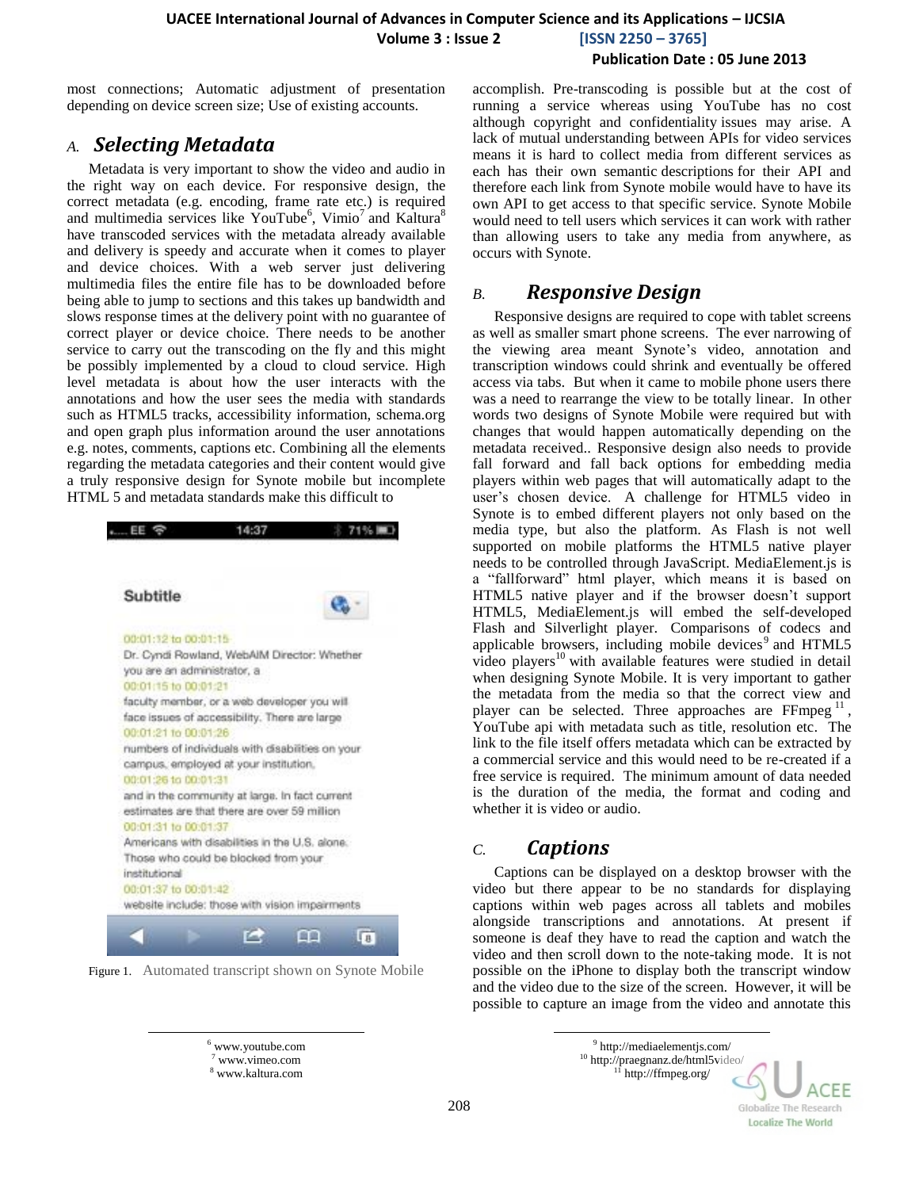most connections; Automatic adjustment of presentation depending on device screen size; Use of existing accounts.

## A. *Selecting Metadata*

Metadata is very important to show the video and audio in the right way on each device. For responsive design, the correct metadata (e.g. encoding, frame rate etc.) is required and multimedia services like YouTube[6], Vimio[7] and Kaltura[8] have transcoded services with the metadata already available and delivery is speedy and accurate when it comes to player and device choices. With a web server just delivering multimedia files the entire file has to be downloaded before being able to jump to sections and this takes up bandwidth and slows response times at the delivery point with no guarantee of correct player or device choice. There needs to be another service to carry out the transcoding on the fly and this might be possibly implemented by a cloud to cloud service. High level metadata is about how the user interacts with the annotations and how the user sees the media with standards such as HTML5 tracks, accessibility information, schema.org and open graph plus information around the user annotations e.g. notes, comments, captions etc. Combining all the elements regarding the metadata categories and their content would give a truly responsive design for Synote mobile but incomplete HTML 5 and metadata standards make this difficult to accomplish. Pre-transcoding is possible but at the cost of running a service whereas using YouTube has no cost although copyright and confidentiality issues may arise. A lack of mutual understanding between APIs for video services means it is hard to collect media from different services as each has their own semantic descriptions for their API and therefore each link from Synote mobile would have to have its own API to get access to that specific service. Synote Mobile would need to tell users which services it can work with rather than allowing users to take any media from anywhere, as occurs with Synote.

Figure 1. Automated transcript shown on Synote Mobile

## B. *Responsive Design*

Responsive designs are required to cope with tablet screens as well as smaller smart phone screens. The ever narrowing of the viewing area meant Synote's video, annotation and transcription windows could shrink and eventually be offered access via tabs. But when it came to mobile phone users there was a need to rearrange the view to be totally linear. In other words two designs of Synote Mobile were required but with changes that would happen automatically depending on the metadata received.. Responsive design also needs to provide fall forward and fall back options for embedding media players within web pages that will automatically adapt to the user's chosen device. A challenge for HTML5 video in Synote is to embed different players not only based on the media type, but also the platform. As Flash is not well supported on mobile platforms the HTML5 native player needs to be controlled through JavaScript. MediaElement.js is a "fallforward" html player, which means it is based on HTML5 native player and if the browser doesn't support HTML5, MediaElement.js will embed the self-developed Flash and Silverlight player. Comparisons of codecs and applicable browsers, including mobile devices[9] and HTML5 video players[10] with available features were studied in detail when designing Synote Mobile. It is very important to gather the metadata from the media so that the correct view and player can be selected. Three approaches are FFmpeg[11], YouTube api with metadata such as title, resolution etc. The link to the file itself offers metadata which can be extracted by a commercial service and this would need to be re-created if a free service is required. The minimum amount of data needed is the duration of the media, the format and coding and whether it is video or audio.

## C. *Captions*

Captions can be displayed on a desktop browser with the video but there appear to be no standards for displaying captions within web pages across all tablets and mobiles alongside transcriptions and annotations. At present if someone is deaf they have to read the caption and watch the video and then scroll down to the note-taking mode. It is not possible on the iPhone to display both the transcript window and the video due to the size of the screen. However, it will be possible to capture an image from the video and annotate this

---

[6] www.youtube.com
[7] www.vimeo.com
[8] www.kaltura.com
[9] http://mediaelementjs.com/
[10] http://praegnanz.de/html5video/
[11] http://ffmpeg.org/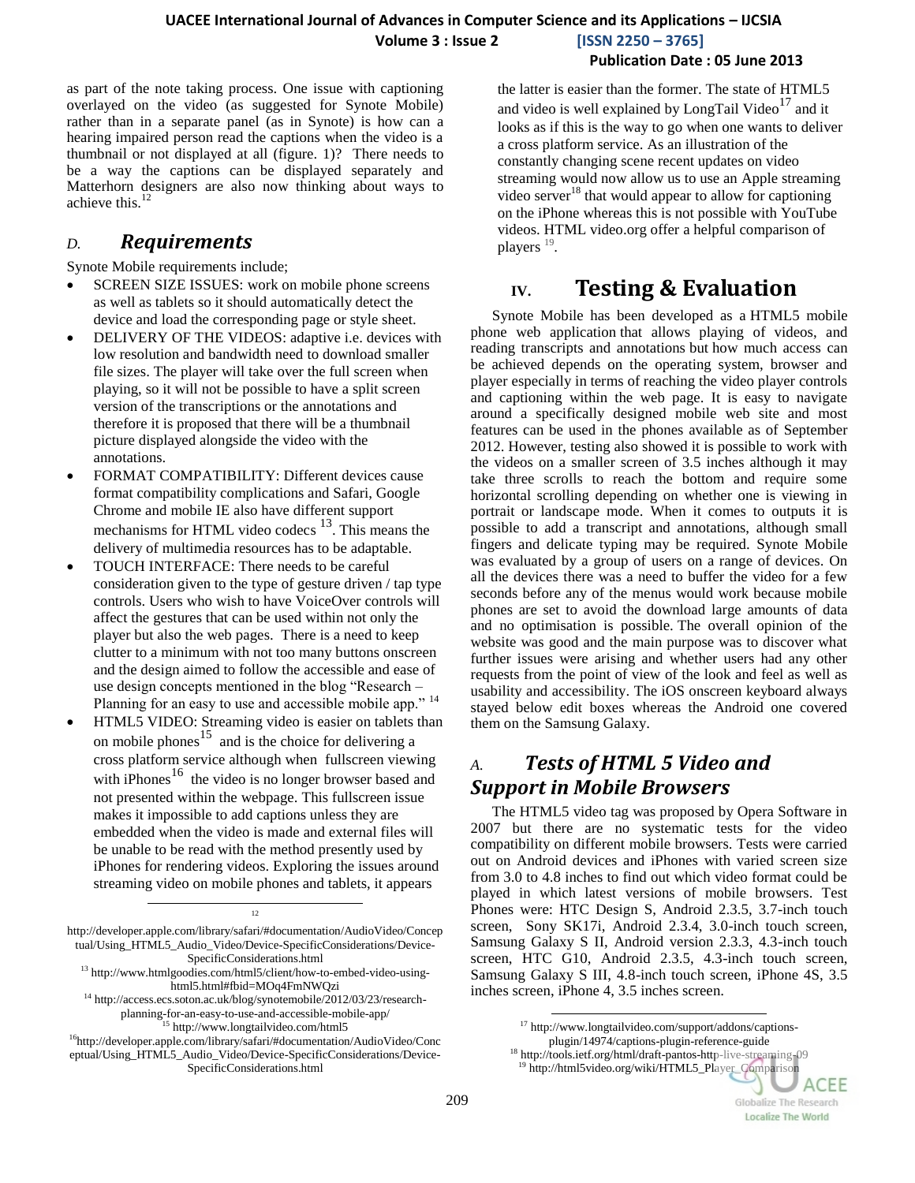as part of the note taking process. One issue with captioning overlayed on the video (as suggested for Synote Mobile) rather than in a separate panel (as in Synote) is how can a hearing impaired person read the captions when the video is a thumbnail or not displayed at all (figure. 1)? There needs to be a way the captions can be displayed separately and Matterhorn designers are also now thinking about ways to achieve this.[12]

### *D. Requirements*

Synote Mobile requirements include;

- SCREEN SIZE ISSUES: work on mobile phone screens as well as tablets so it should automatically detect the device and load the corresponding page or style sheet.
- DELIVERY OF THE VIDEOS: adaptive i.e. devices with low resolution and bandwidth need to download smaller file sizes. The player will take over the full screen when playing, so it will not be possible to have a split screen version of the transcriptions or the annotations and therefore it is proposed that there will be a thumbnail picture displayed alongside the video with the annotations.
- FORMAT COMPATIBILITY: Different devices cause format compatibility complications and Safari, Google Chrome and mobile IE also have different support mechanisms for HTML video codecs [13]. This means the delivery of multimedia resources has to be adaptable.
- TOUCH INTERFACE: There needs to be careful consideration given to the type of gesture driven / tap type controls. Users who wish to have VoiceOver controls will affect the gestures that can be used within not only the player but also the web pages. There is a need to keep clutter to a minimum with not too many buttons onscreen and the design aimed to follow the accessible and ease of use design concepts mentioned in the blog "Research – Planning for an easy to use and accessible mobile app." [14]
- HTML5 VIDEO: Streaming video is easier on tablets than on mobile phones[15] and is the choice for delivering a cross platform service although when fullscreen viewing with iPhones[16] the video is no longer browser based and not presented within the webpage. This fullscreen issue makes it impossible to add captions unless they are embedded when the video is made and external files will be unable to be read with the method presently used by iPhones for rendering videos. Exploring the issues around streaming video on mobile phones and tablets, it appears the latter is easier than the former. The state of HTML5 and video is well explained by LongTail Video[17] and it looks as if this is the way to go when one wants to deliver a cross platform service. As an illustration of the constantly changing scene recent updates on video streaming would now allow us to use an Apple streaming video server[18] that would appear to allow for captioning on the iPhone whereas this is not possible with YouTube videos. HTML video.org offer a helpful comparison of players [19].

## IV. Testing & Evaluation

Synote Mobile has been developed as a HTML5 mobile phone web application that allows playing of videos, and reading transcripts and annotations but how much access can be achieved depends on the operating system, browser and player especially in terms of reaching the video player controls and captioning within the web page. It is easy to navigate around a specifically designed mobile web site and most features can be used in the phones available as of September 2012. However, testing also showed it is possible to work with the videos on a smaller screen of 3.5 inches although it may take three scrolls to reach the bottom and require some horizontal scrolling depending on whether one is viewing in portrait or landscape mode. When it comes to outputs it is possible to add a transcript and annotations, although small fingers and delicate typing may be required. Synote Mobile was evaluated by a group of users on a range of devices. On all the devices there was a need to buffer the video for a few seconds before any of the menus would work because mobile phones are set to avoid the download large amounts of data and no optimisation is possible. The overall opinion of the website was good and the main purpose was to discover what further issues were arising and whether users had any other requests from the point of view of the look and feel as well as usability and accessibility. The iOS onscreen keyboard always stayed below edit boxes whereas the Android one covered them on the Samsung Galaxy.

### *A. Tests of HTML 5 Video and Support in Mobile Browsers*

The HTML5 video tag was proposed by Opera Software in 2007 but there are no systematic tests for the video compatibility on different mobile browsers. Tests were carried out on Android devices and iPhones with varied screen size from 3.0 to 4.8 inches to find out which video format could be played in which latest versions of mobile browsers. Test Phones were: HTC Design S, Android 2.3.5, 3.7-inch touch screen, Sony SK17i, Android 2.3.4, 3.0-inch touch screen, Samsung Galaxy S II, Android version 2.3.3, 4.3-inch touch screen, HTC G10, Android 2.3.5, 4.3-inch touch screen, Samsung Galaxy S III, 4.8-inch touch screen, iPhone 4S, 3.5 inches screen, iPhone 4, 3.5 inches screen.

---

[12] http://developer.apple.com/library/safari/#documentation/AudioVideo/Conceptual/Using_HTML5_Audio_Video/Device-SpecificConsiderations/Device-SpecificConsiderations.html

[13] http://www.htmlgoodies.com/html5/client/how-to-embed-video-using-html5.html#fbid=MOq4FmNWQzi

[14] http://access.ecs.soton.ac.uk/blog/synotemobile/2012/03/23/research-planning-for-an-easy-to-use-and-accessible-mobile-app/

[15] http://www.longtailvideo.com/html5

[16] http://developer.apple.com/library/safari/#documentation/AudioVideo/Conceptual/Using_HTML5_Audio_Video/Device-SpecificConsiderations/Device-SpecificConsiderations.html

[17] http://www.longtailvideo.com/support/addons/captions-plugin/14974/captions-plugin-reference-guide

[18] http://tools.ietf.org/html/draft-pantos-http-live-streaming-09

[19] http://html5video.org/wiki/HTML5_Player_Comparison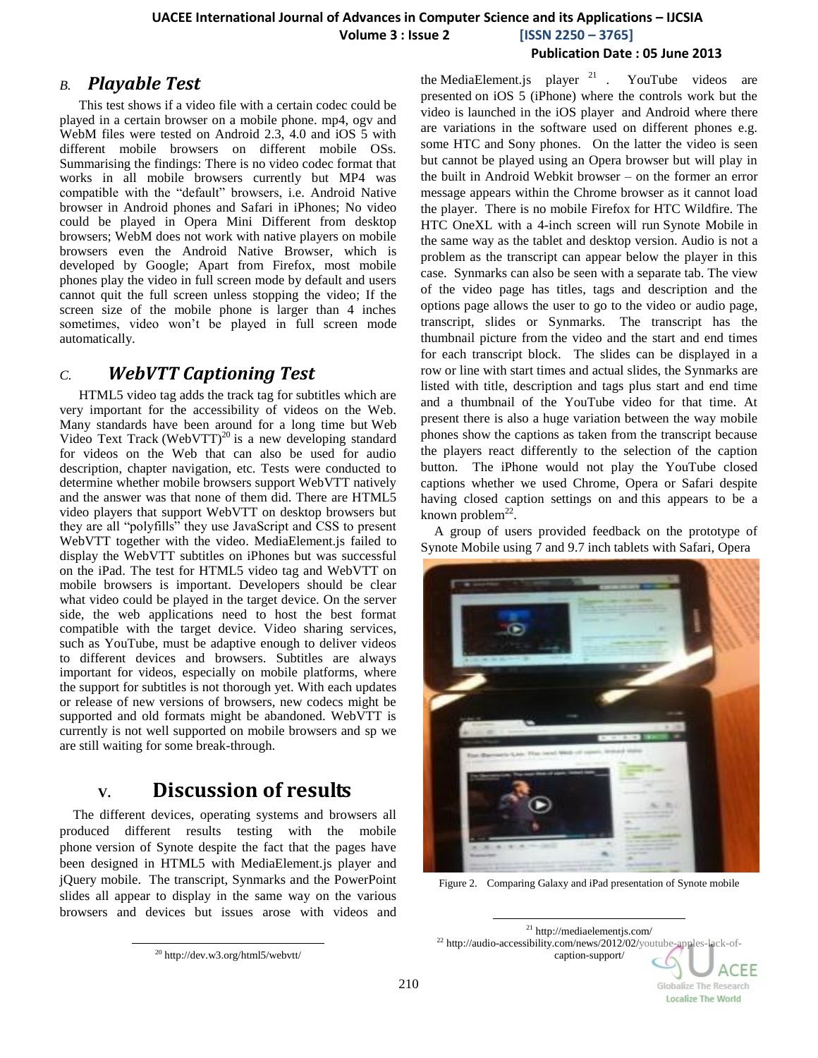### B. *Playable Test*

This test shows if a video file with a certain codec could be played in a certain browser on a mobile phone. mp4, ogv and WebM files were tested on Android 2.3, 4.0 and iOS 5 with different mobile browsers on different mobile OSs. Summarising the findings: There is no video codec format that works in all mobile browsers currently but MP4 was compatible with the "default" browsers, i.e. Android Native browser in Android phones and Safari in iPhones; No video could be played in Opera Mini Different from desktop browsers; WebM does not work with native players on mobile browsers even the Android Native Browser, which is developed by Google; Apart from Firefox, most mobile phones play the video in full screen mode by default and users cannot quit the full screen unless stopping the video; If the screen size of the mobile phone is larger than 4 inches sometimes, video won't be played in full screen mode automatically.

### C. *WebVTT Captioning Test*

HTML5 video tag adds the track tag for subtitles which are very important for the accessibility of videos on the Web. Many standards have been around for a long time but Web Video Text Track (WebVTT)[20] is a new developing standard for videos on the Web that can also be used for audio description, chapter navigation, etc. Tests were conducted to determine whether mobile browsers support WebVTT natively and the answer was that none of them did. There are HTML5 video players that support WebVTT on desktop browsers but they are all "polyfills" they use JavaScript and CSS to present WebVTT together with the video. MediaElement.js failed to display the WebVTT subtitles on iPhones but was successful on the iPad. The test for HTML5 video tag and WebVTT on mobile browsers is important. Developers should be clear what video could be played in the target device. On the server side, the web applications need to host the best format compatible with the target device. Video sharing services, such as YouTube, must be adaptive enough to deliver videos to different devices and browsers. Subtitles are always important for videos, especially on mobile platforms, where the support for subtitles is not thorough yet. With each updates or release of new versions of browsers, new codecs might be supported and old formats might be abandoned. WebVTT is currently is not well supported on mobile browsers and sp we are still waiting for some break-through.

## V. Discussion of results

The different devices, operating systems and browsers all produced different results testing with the mobile phone version of Synote despite the fact that the pages have been designed in HTML5 with MediaElement.js player and jQuery mobile. The transcript, Synmarks and the PowerPoint slides all appear to display in the same way on the various browsers and devices but issues arose with videos and the MediaElement.js player[21]. YouTube videos are presented on iOS 5 (iPhone) where the controls work but the video is launched in the iOS player and Android where there are variations in the software used on different phones e.g. some HTC and Sony phones. On the latter the video is seen but cannot be played using an Opera browser but will play in the built in Android Webkit browser – on the former an error message appears within the Chrome browser as it cannot load the player. There is no mobile Firefox for HTC Wildfire. The HTC OneXL with a 4-inch screen will run Synote Mobile in the same way as the tablet and desktop version. Audio is not a problem as the transcript can appear below the player in this case. Synmarks can also be seen with a separate tab. The view of the video page has titles, tags and description and the options page allows the user to go to the video or audio page, transcript, slides or Synmarks. The transcript has the thumbnail picture from the video and the start and end times for each transcript block. The slides can be displayed in a row or line with start times and actual slides, the Synmarks are listed with title, description and tags plus start and end time and a thumbnail of the YouTube video for that time. At present there is also a huge variation between the way mobile phones show the captions as taken from the transcript because the players react differently to the selection of the caption button. The iPhone would not play the YouTube closed captions whether we used Chrome, Opera or Safari despite having closed caption settings on and this appears to be a known problem[22].

A group of users provided feedback on the prototype of Synote Mobile using 7 and 9.7 inch tablets with Safari, Opera

Figure 2. Comparing Galaxy and iPad presentation of Synote mobile

[20] http://dev.w3.org/html5/webvtt/

[21] http://mediaelementjs.com/

[22] http://audio-accessibility.com/news/2012/02/youtube-apples-lack-of-caption-support/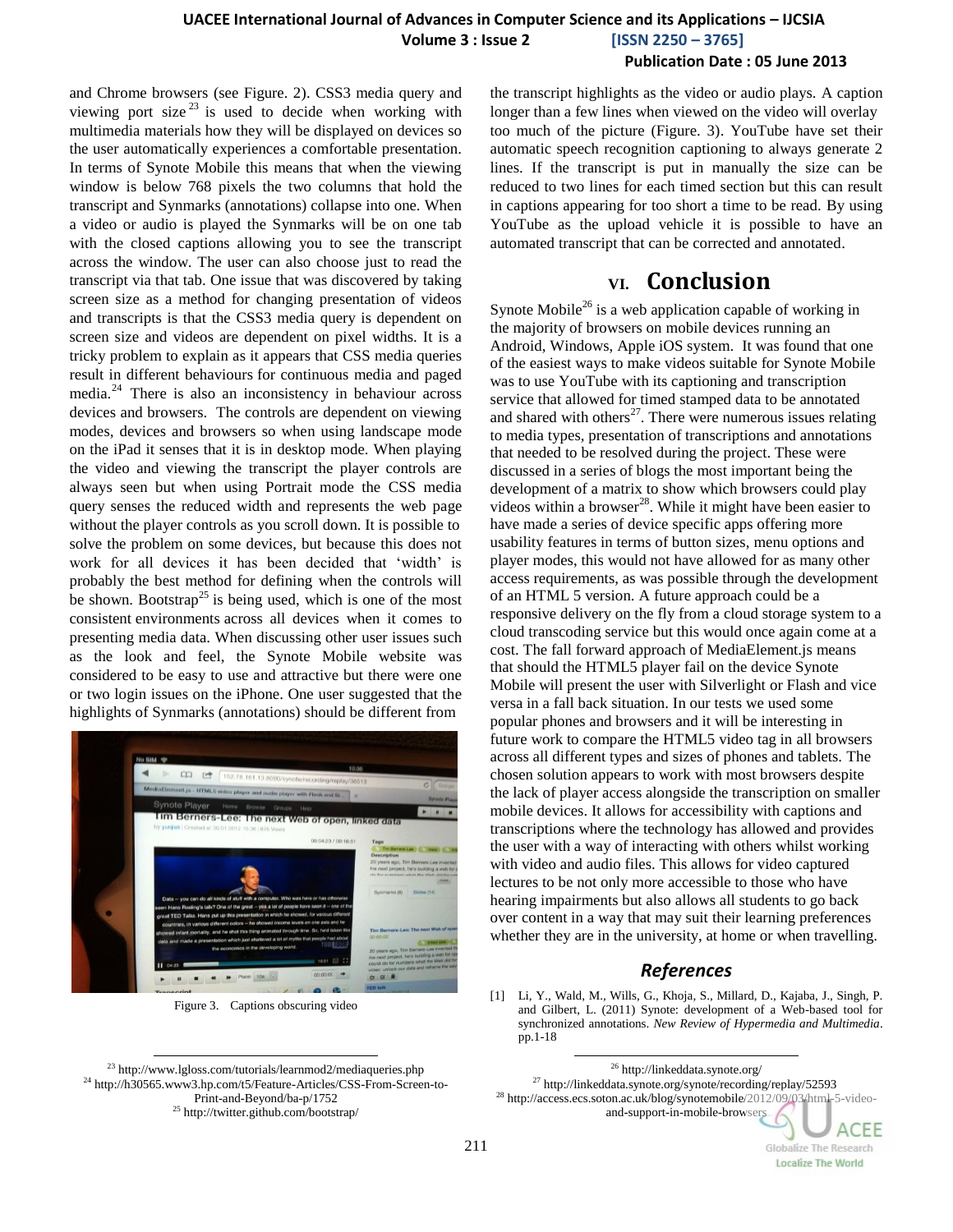and Chrome browsers (see Figure. 2). CSS3 media query and viewing port size[23] is used to decide when working with multimedia materials how they will be displayed on devices so the user automatically experiences a comfortable presentation. In terms of Synote Mobile this means that when the viewing window is below 768 pixels the two columns that hold the transcript and Synmarks (annotations) collapse into one. When a video or audio is played the Synmarks will be on one tab with the closed captions allowing you to see the transcript across the window. The user can also choose just to read the transcript via that tab. One issue that was discovered by taking screen size as a method for changing presentation of videos and transcripts is that the CSS3 media query is dependent on screen size and videos are dependent on pixel widths. It is a tricky problem to explain as it appears that CSS media queries result in different behaviours for continuous media and paged media.[24] There is also an inconsistency in behaviour across devices and browsers. The controls are dependent on viewing modes, devices and browsers so when using landscape mode on the iPad it senses that it is in desktop mode. When playing the video and viewing the transcript the player controls are always seen but when using Portrait mode the CSS media query senses the reduced width and represents the web page without the player controls as you scroll down. It is possible to solve the problem on some devices, but because this does not work for all devices it has been decided that 'width' is probably the best method for defining when the controls will be shown. Bootstrap[25] is being used, which is one of the most consistent environments across all devices when it comes to presenting media data. When discussing other user issues such as the look and feel, the Synote Mobile website was considered to be easy to use and attractive but there were one or two login issues on the iPhone. One user suggested that the highlights of Synmarks (annotations) should be different from the transcript highlights as the video or audio plays. A caption longer than a few lines when viewed on the video will overlay too much of the picture (Figure. 3). YouTube have set their automatic speech recognition captioning to always generate 2 lines. If the transcript is put in manually the size can be reduced to two lines for each timed section but this can result in captions appearing for too short a time to be read. By using YouTube as the upload vehicle it is possible to have an automated transcript that can be corrected and annotated.

Figure 3. Captions obscuring video

## VI. Conclusion

Synote Mobile[26] is a web application capable of working in the majority of browsers on mobile devices running an Android, Windows, Apple iOS system. It was found that one of the easiest ways to make videos suitable for Synote Mobile was to use YouTube with its captioning and transcription service that allowed for timed stamped data to be annotated and shared with others[27]. There were numerous issues relating to media types, presentation of transcriptions and annotations that needed to be resolved during the project. These were discussed in a series of blogs the most important being the development of a matrix to show which browsers could play videos within a browser[28]. While it might have been easier to have made a series of device specific apps offering more usability features in terms of button sizes, menu options and player modes, this would not have allowed for as many other access requirements, as was possible through the development of an HTML 5 version. A future approach could be a responsive delivery on the fly from a cloud storage system to a cloud transcoding service but this would once again come at a cost. The fall forward approach of MediaElement.js means that should the HTML5 player fail on the device Synote Mobile will present the user with Silverlight or Flash and vice versa in a fall back situation. In our tests we used some popular phones and browsers and it will be interesting in future work to compare the HTML5 video tag in all browsers across all different types and sizes of phones and tablets. The chosen solution appears to work with most browsers despite the lack of player access alongside the transcription on smaller mobile devices. It allows for accessibility with captions and transcriptions where the technology has allowed and provides the user with a way of interacting with others whilst working with video and audio files. This allows for video captured lectures to be not only more accessible to those who have hearing impairments but also allows all students to go back over content in a way that may suit their learning preferences whether they are in the university, at home or when travelling.

### References

[1] Li, Y., Wald, M., Wills, G., Khoja, S., Millard, D., Kajaba, J., Singh, P. and Gilbert, L. (2011) Synote: development of a Web-based tool for synchronized annotations. *New Review of Hypermedia and Multimedia*. pp.1-18

---

[23] http://www.lgloss.com/tutorials/learnmod2/mediaqueries.php

[24] http://h30565.www3.hp.com/t5/Feature-Articles/CSS-From-Screen-to-Print-and-Beyond/ba-p/1752

[25] http://twitter.github.com/bootstrap/

[26] http://linkeddata.synote.org/

[27] http://linkeddata.synote.org/synote/recording/replay/52593

[28] http://access.ecs.soton.ac.uk/blog/synotemobile/2012/09/03/html-5-video-and-support-in-mobile-browsers